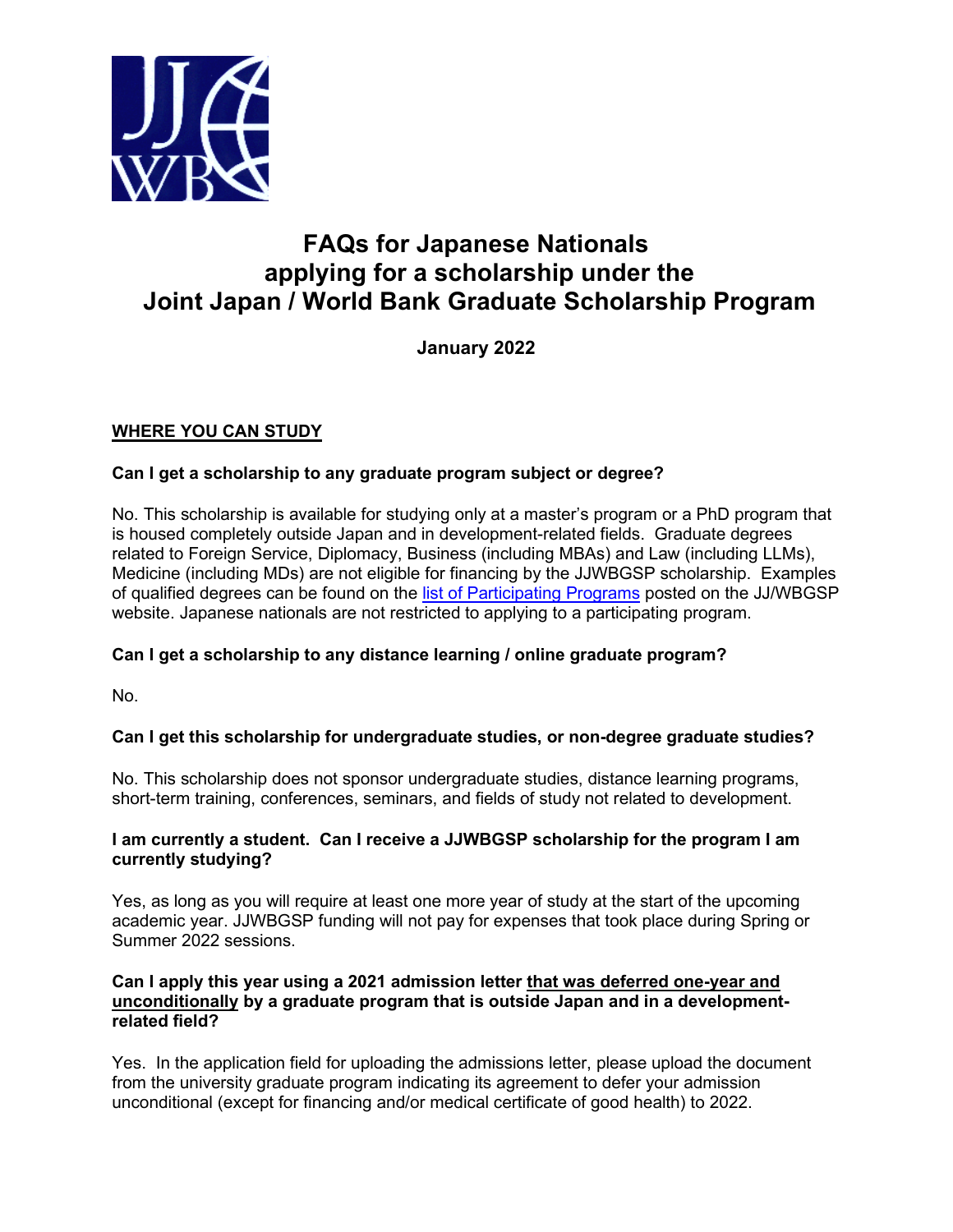# FAQs for Japanese Nationals applying for a scholarship under the Joint Japan / World Bank Graduate Scholarship Program

**January 2022**

## WHERE YOU CAN STUDY

### Can I get a scholarship to any graduate program subject or degree?

No. This scholarship is available for studying only at a master's program or a PhD program that is housed completely outside Japan and in development-related fields. Graduate degrees related to Foreign Service, Diplomacy, Business (including MBAs) and Law (including LLMs), Medicine (including MDs) are not eligible for financing by the JJWBGSP scholarship. Examples of qualified degrees can be found on the list of Participating Programs posted on the JJ/WBGSP website. Japanese nationals are not restricted to applying to a participating program.

### Can I get a scholarship to any distance learning / online graduate program?

No.

### Can I get this scholarship for undergraduate studies, or non-degree graduate studies?

No. This scholarship does not sponsor undergraduate studies, distance learning programs, short-term training, conferences, seminars, and fields of study not related to development.

### I am currently a student. Can I receive a JJWBGSP scholarship for the program I am currently studying?

Yes, as long as you will require at least one more year of study at the start of the upcoming academic year. JJWBGSP funding will not pay for expenses that took place during Spring or Summer 2022 sessions.

### Can I apply this year using a 2021 admission letter that was deferred one-year and unconditionally by a graduate program that is outside Japan and in a development-related field?

Yes. In the application field for uploading the admissions letter, please upload the document from the university graduate program indicating its agreement to defer your admission unconditional (except for financing and/or medical certificate of good health) to 2022.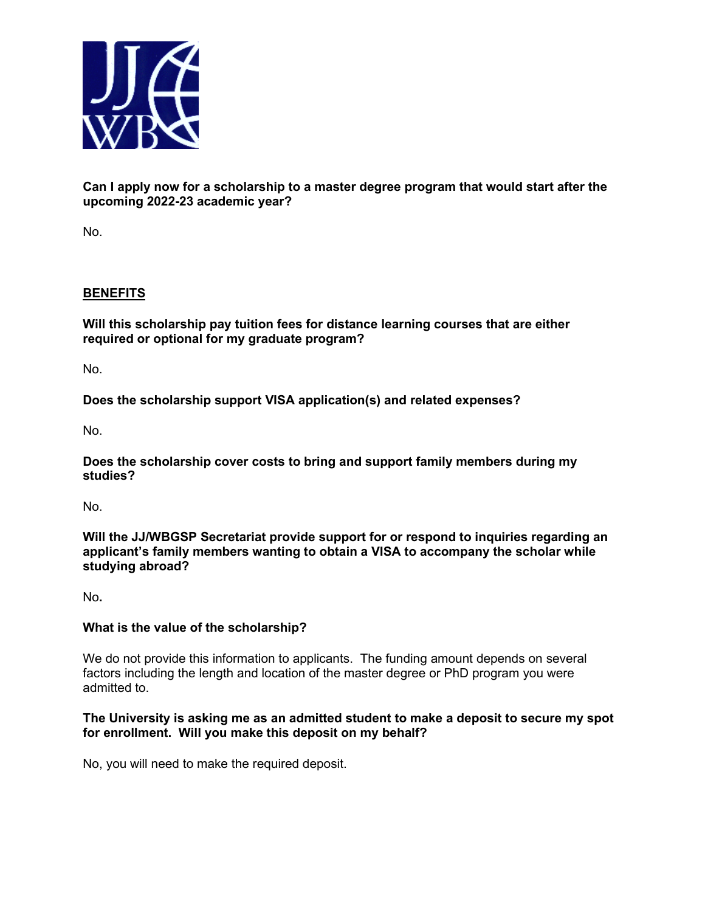**Can I apply now for a scholarship to a master degree program that would start after the upcoming 2022-23 academic year?**

No.

## BENEFITS

**Will this scholarship pay tuition fees for distance learning courses that are either required or optional for my graduate program?**

No.

**Does the scholarship support VISA application(s) and related expenses?**

No.

**Does the scholarship cover costs to bring and support family members during my studies?**

No.

**Will the JJ/WBGSP Secretariat provide support for or respond to inquiries regarding an applicant's family members wanting to obtain a VISA to accompany the scholar while studying abroad?**

No**.**

**What is the value of the scholarship?**

We do not provide this information to applicants. The funding amount depends on several factors including the length and location of the master degree or PhD program you were admitted to.

**The University is asking me as an admitted student to make a deposit to secure my spot for enrollment. Will you make this deposit on my behalf?**

No, you will need to make the required deposit.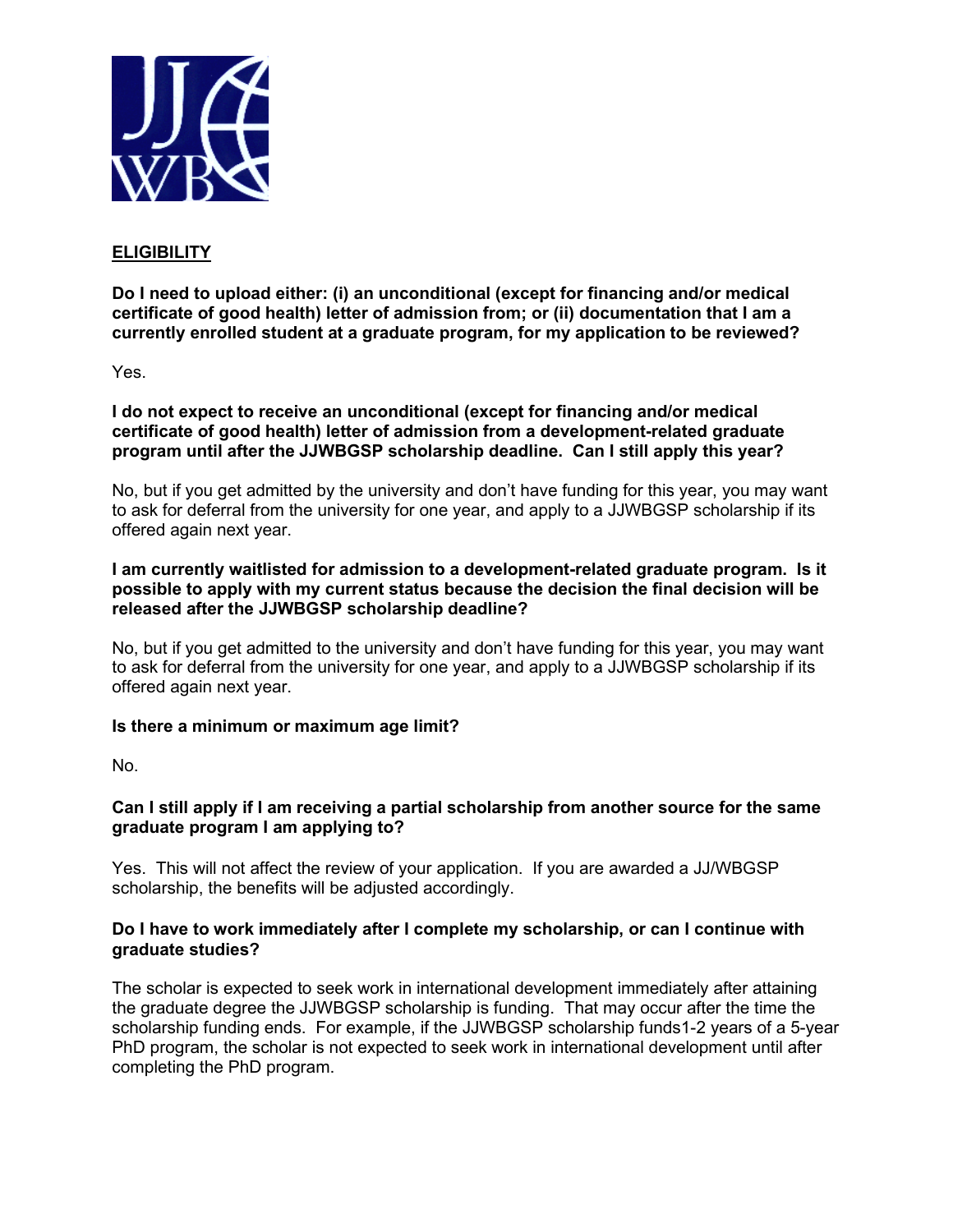## ELIGIBILITY

**Do I need to upload either: (i) an unconditional (except for financing and/or medical certificate of good health) letter of admission from; or (ii) documentation that I am a currently enrolled student at a graduate program, for my application to be reviewed?**

Yes.

**I do not expect to receive an unconditional (except for financing and/or medical certificate of good health) letter of admission from a development-related graduate program until after the JJWBGSP scholarship deadline. Can I still apply this year?**

No, but if you get admitted by the university and don't have funding for this year, you may want to ask for deferral from the university for one year, and apply to a JJWBGSP scholarship if its offered again next year.

**I am currently waitlisted for admission to a development-related graduate program. Is it possible to apply with my current status because the decision the final decision will be released after the JJWBGSP scholarship deadline?**

No, but if you get admitted to the university and don't have funding for this year, you may want to ask for deferral from the university for one year, and apply to a JJWBGSP scholarship if its offered again next year.

**Is there a minimum or maximum age limit?**

No.

**Can I still apply if I am receiving a partial scholarship from another source for the same graduate program I am applying to?**

Yes. This will not affect the review of your application. If you are awarded a JJ/WBGSP scholarship, the benefits will be adjusted accordingly.

**Do I have to work immediately after I complete my scholarship, or can I continue with graduate studies?**

The scholar is expected to seek work in international development immediately after attaining the graduate degree the JJWBGSP scholarship is funding. That may occur after the time the scholarship funding ends. For example, if the JJWBGSP scholarship funds1-2 years of a 5-year PhD program, the scholar is not expected to seek work in international development until after completing the PhD program.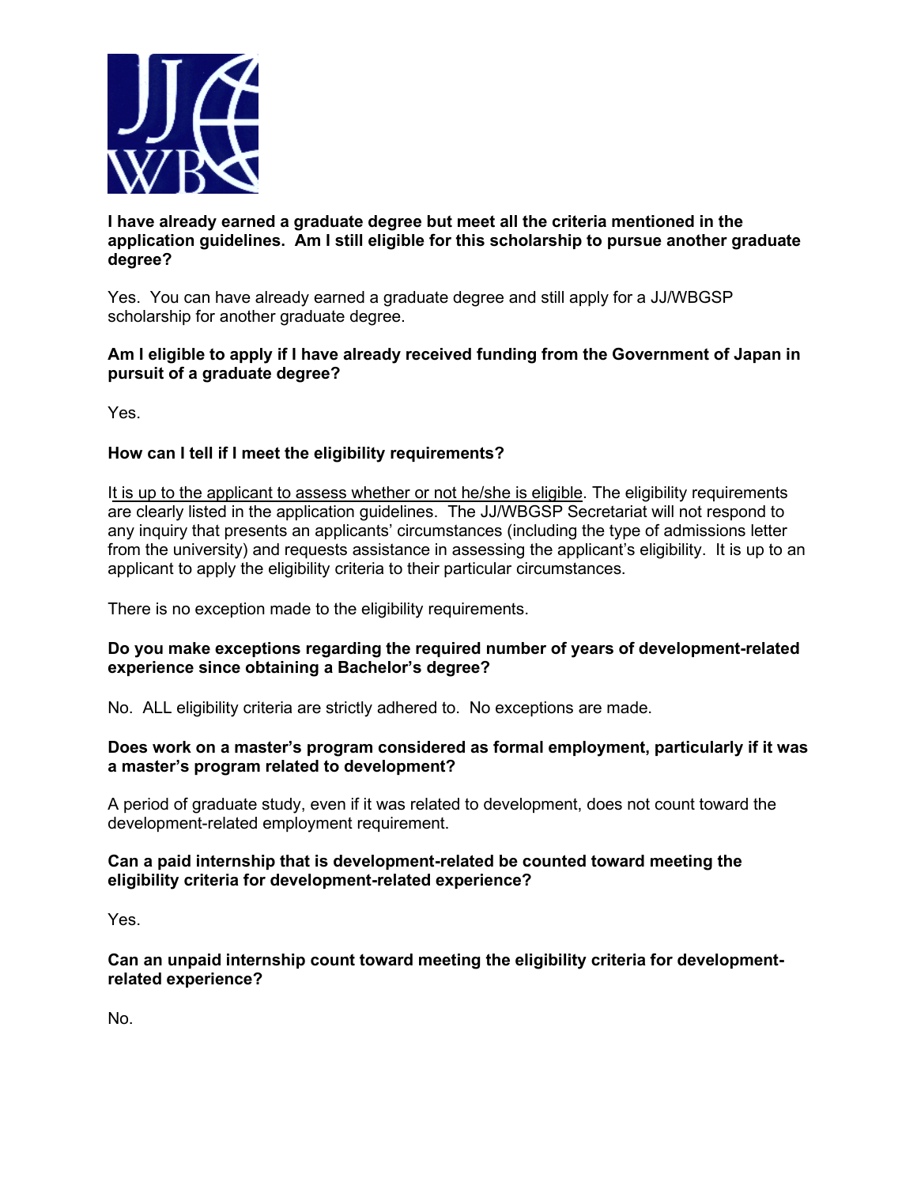**I have already earned a graduate degree but meet all the criteria mentioned in the application guidelines. Am I still eligible for this scholarship to pursue another graduate degree?**

Yes. You can have already earned a graduate degree and still apply for a JJ/WBGSP scholarship for another graduate degree.

**Am I eligible to apply if I have already received funding from the Government of Japan in pursuit of a graduate degree?**

Yes.

**How can I tell if I meet the eligibility requirements?**

It is up to the applicant to assess whether or not he/she is eligible. The eligibility requirements are clearly listed in the application guidelines. The JJ/WBGSP Secretariat will not respond to any inquiry that presents an applicants' circumstances (including the type of admissions letter from the university) and requests assistance in assessing the applicant's eligibility. It is up to an applicant to apply the eligibility criteria to their particular circumstances.

There is no exception made to the eligibility requirements.

**Do you make exceptions regarding the required number of years of development-related experience since obtaining a Bachelor's degree?**

No. ALL eligibility criteria are strictly adhered to. No exceptions are made.

**Does work on a master's program considered as formal employment, particularly if it was a master's program related to development?**

A period of graduate study, even if it was related to development, does not count toward the development-related employment requirement.

**Can a paid internship that is development-related be counted toward meeting the eligibility criteria for development-related experience?**

Yes.

**Can an unpaid internship count toward meeting the eligibility criteria for development-related experience?**

No.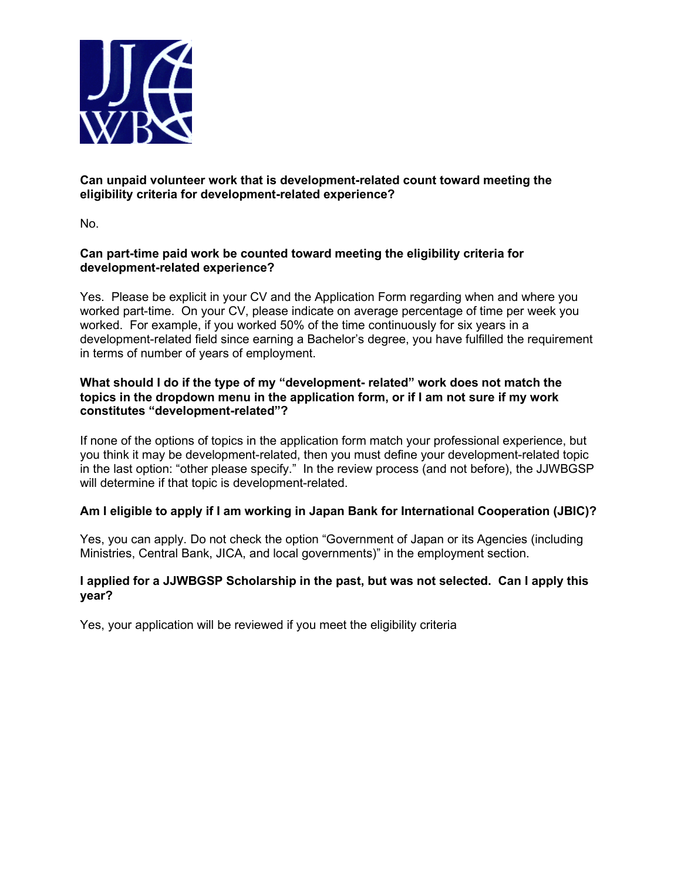**Can unpaid volunteer work that is development-related count toward meeting the eligibility criteria for development-related experience?**

No.

**Can part-time paid work be counted toward meeting the eligibility criteria for development-related experience?**

Yes. Please be explicit in your CV and the Application Form regarding when and where you worked part-time. On your CV, please indicate on average percentage of time per week you worked. For example, if you worked 50% of the time continuously for six years in a development-related field since earning a Bachelor's degree, you have fulfilled the requirement in terms of number of years of employment.

**What should I do if the type of my "development- related" work does not match the topics in the dropdown menu in the application form, or if I am not sure if my work constitutes "development-related"?**

If none of the options of topics in the application form match your professional experience, but you think it may be development-related, then you must define your development-related topic in the last option: "other please specify." In the review process (and not before), the JJWBGSP will determine if that topic is development-related.

**Am I eligible to apply if I am working in Japan Bank for International Cooperation (JBIC)?**

Yes, you can apply. Do not check the option "Government of Japan or its Agencies (including Ministries, Central Bank, JICA, and local governments)" in the employment section.

**I applied for a JJWBGSP Scholarship in the past, but was not selected. Can I apply this year?**

Yes, your application will be reviewed if you meet the eligibility criteria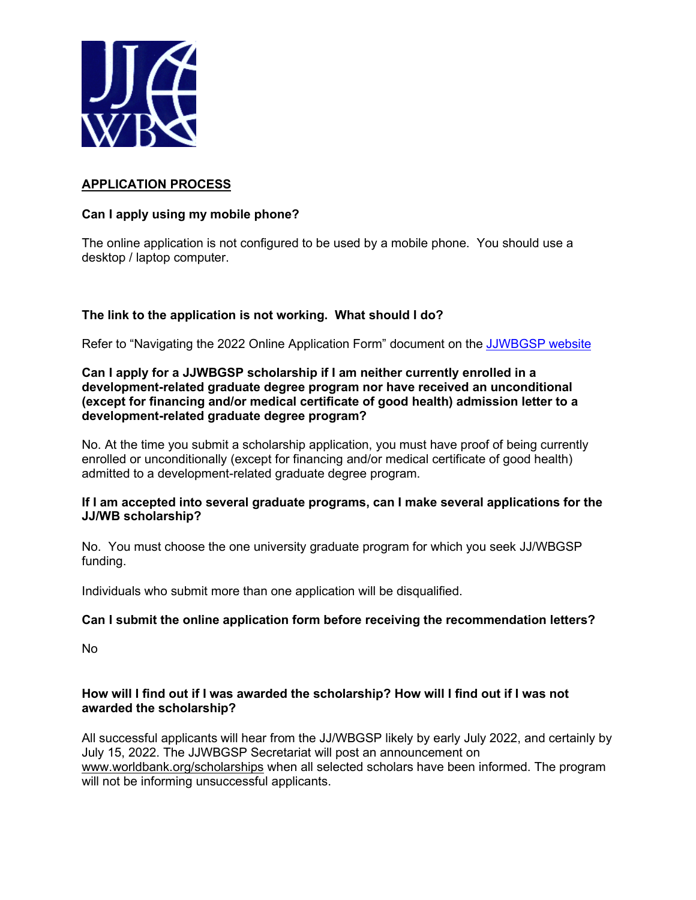## APPLICATION PROCESS

**Can I apply using my mobile phone?**

The online application is not configured to be used by a mobile phone. You should use a desktop / laptop computer.

**The link to the application is not working. What should I do?**

Refer to "Navigating the 2022 Online Application Form" document on the JJWBGSP website

**Can I apply for a JJWBGSP scholarship if I am neither currently enrolled in a development-related graduate degree program nor have received an unconditional (except for financing and/or medical certificate of good health) admission letter to a development-related graduate degree program?**

No. At the time you submit a scholarship application, you must have proof of being currently enrolled or unconditionally (except for financing and/or medical certificate of good health) admitted to a development-related graduate degree program.

**If I am accepted into several graduate programs, can I make several applications for the JJ/WB scholarship?**

No. You must choose the one university graduate program for which you seek JJ/WBGSP funding.

Individuals who submit more than one application will be disqualified.

**Can I submit the online application form before receiving the recommendation letters?**

No

**How will I find out if I was awarded the scholarship? How will I find out if I was not awarded the scholarship?**

All successful applicants will hear from the JJ/WBGSP likely by early July 2022, and certainly by July 15, 2022. The JJWBGSP Secretariat will post an announcement on www.worldbank.org/scholarships when all selected scholars have been informed. The program will not be informing unsuccessful applicants.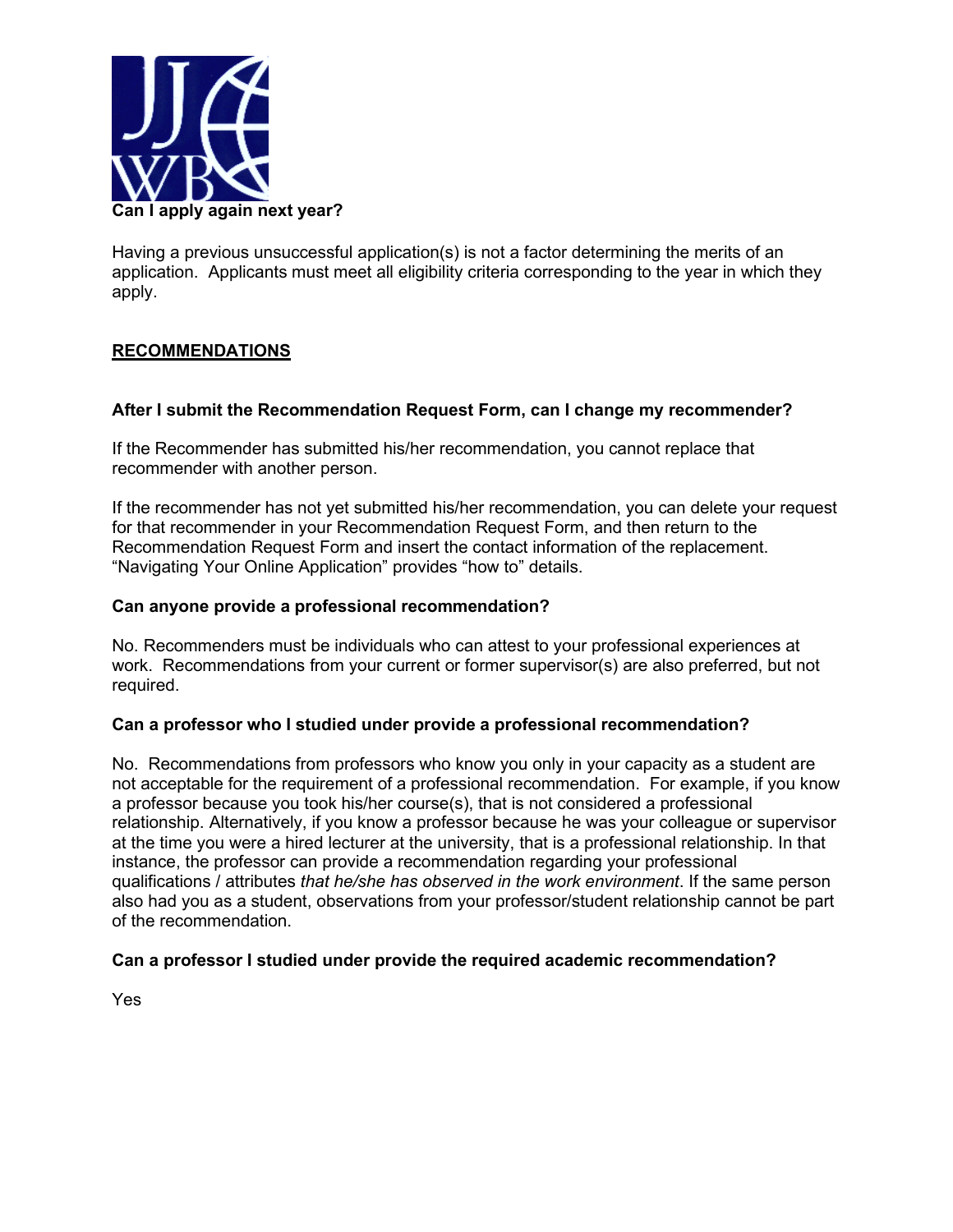**Can I apply again next year?**

Having a previous unsuccessful application(s) is not a factor determining the merits of an application. Applicants must meet all eligibility criteria corresponding to the year in which they apply.

## RECOMMENDATIONS

**After I submit the Recommendation Request Form, can I change my recommender?**

If the Recommender has submitted his/her recommendation, you cannot replace that recommender with another person.

If the recommender has not yet submitted his/her recommendation, you can delete your request for that recommender in your Recommendation Request Form, and then return to the Recommendation Request Form and insert the contact information of the replacement. “Navigating Your Online Application” provides “how to” details.

**Can anyone provide a professional recommendation?**

No. Recommenders must be individuals who can attest to your professional experiences at work. Recommendations from your current or former supervisor(s) are also preferred, but not required.

**Can a professor who I studied under provide a professional recommendation?**

No. Recommendations from professors who know you only in your capacity as a student are not acceptable for the requirement of a professional recommendation. For example, if you know a professor because you took his/her course(s), that is not considered a professional relationship. Alternatively, if you know a professor because he was your colleague or supervisor at the time you were a hired lecturer at the university, that is a professional relationship. In that instance, the professor can provide a recommendation regarding your professional qualifications / attributes *that he/she has observed in the work environment*. If the same person also had you as a student, observations from your professor/student relationship cannot be part of the recommendation.

**Can a professor I studied under provide the required academic recommendation?**

Yes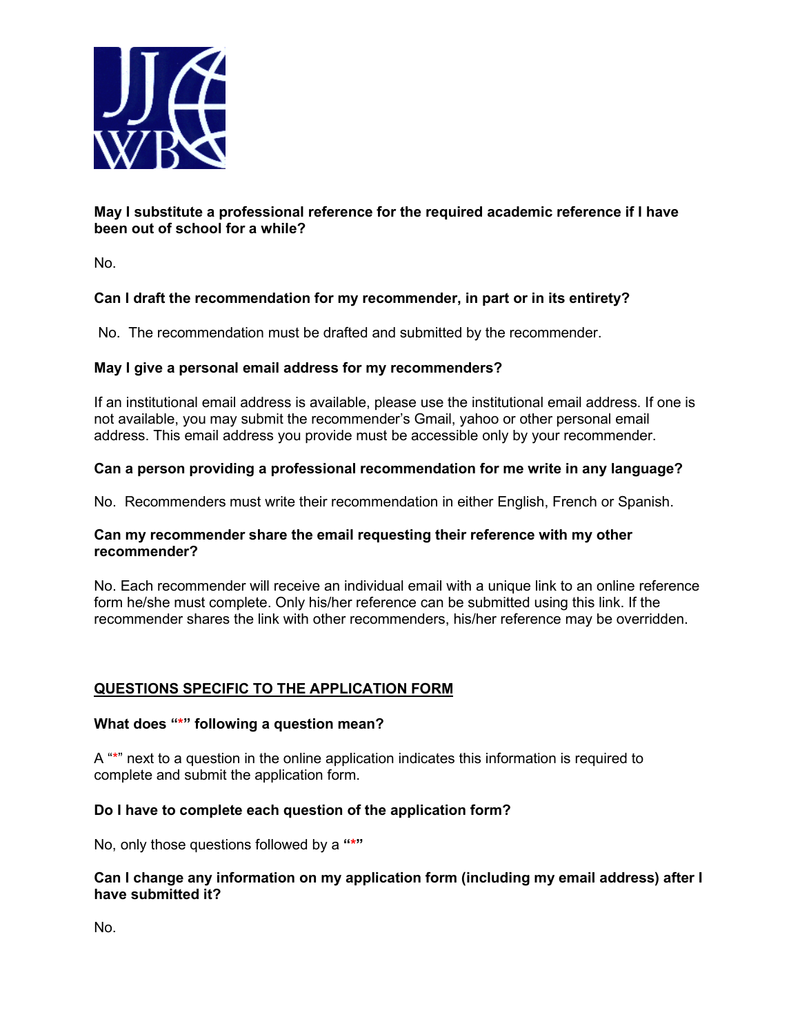**May I substitute a professional reference for the required academic reference if I have been out of school for a while?**

No.

**Can I draft the recommendation for my recommender, in part or in its entirety?**

No. The recommendation must be drafted and submitted by the recommender.

**May I give a personal email address for my recommenders?**

If an institutional email address is available, please use the institutional email address. If one is not available, you may submit the recommender's Gmail, yahoo or other personal email address. This email address you provide must be accessible only by your recommender.

**Can a person providing a professional recommendation for me write in any language?**

No. Recommenders must write their recommendation in either English, French or Spanish.

**Can my recommender share the email requesting their reference with my other recommender?**

No. Each recommender will receive an individual email with a unique link to an online reference form he/she must complete. Only his/her reference can be submitted using this link. If the recommender shares the link with other recommenders, his/her reference may be overridden.

## QUESTIONS SPECIFIC TO THE APPLICATION FORM

**What does "*" following a question mean?**

A "*" next to a question in the online application indicates this information is required to complete and submit the application form.

**Do I have to complete each question of the application form?**

No, only those questions followed by a **"*"**

**Can I change any information on my application form (including my email address) after I have submitted it?**

No.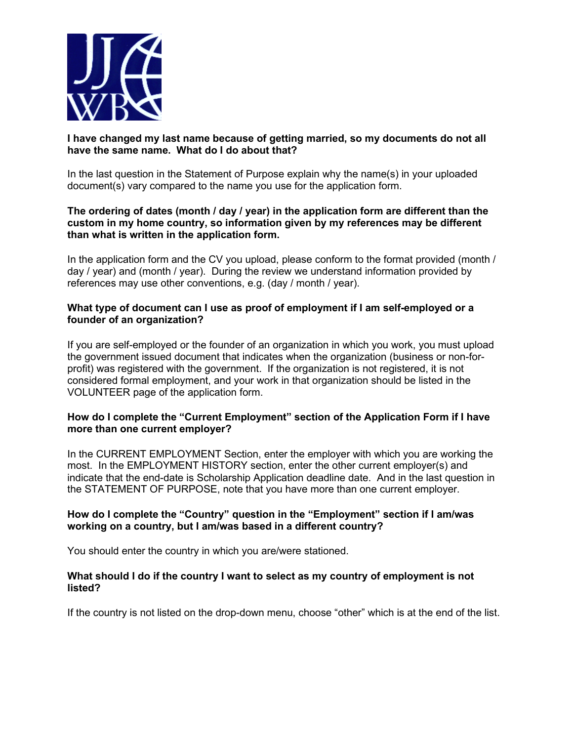**I have changed my last name because of getting married, so my documents do not all have the same name. What do I do about that?**

In the last question in the Statement of Purpose explain why the name(s) in your uploaded document(s) vary compared to the name you use for the application form.

**The ordering of dates (month / day / year) in the application form are different than the custom in my home country, so information given by my references may be different than what is written in the application form.**

In the application form and the CV you upload, please conform to the format provided (month / day / year) and (month / year). During the review we understand information provided by references may use other conventions, e.g. (day / month / year).

**What type of document can I use as proof of employment if I am self-employed or a founder of an organization?**

If you are self-employed or the founder of an organization in which you work, you must upload the government issued document that indicates when the organization (business or non-for-profit) was registered with the government. If the organization is not registered, it is not considered formal employment, and your work in that organization should be listed in the VOLUNTEER page of the application form.

**How do I complete the "Current Employment" section of the Application Form if I have more than one current employer?**

In the CURRENT EMPLOYMENT Section, enter the employer with which you are working the most. In the EMPLOYMENT HISTORY section, enter the other current employer(s) and indicate that the end-date is Scholarship Application deadline date. And in the last question in the STATEMENT OF PURPOSE, note that you have more than one current employer.

**How do I complete the "Country" question in the "Employment" section if I am/was working on a country, but I am/was based in a different country?**

You should enter the country in which you are/were stationed.

**What should I do if the country I want to select as my country of employment is not listed?**

If the country is not listed on the drop-down menu, choose "other" which is at the end of the list.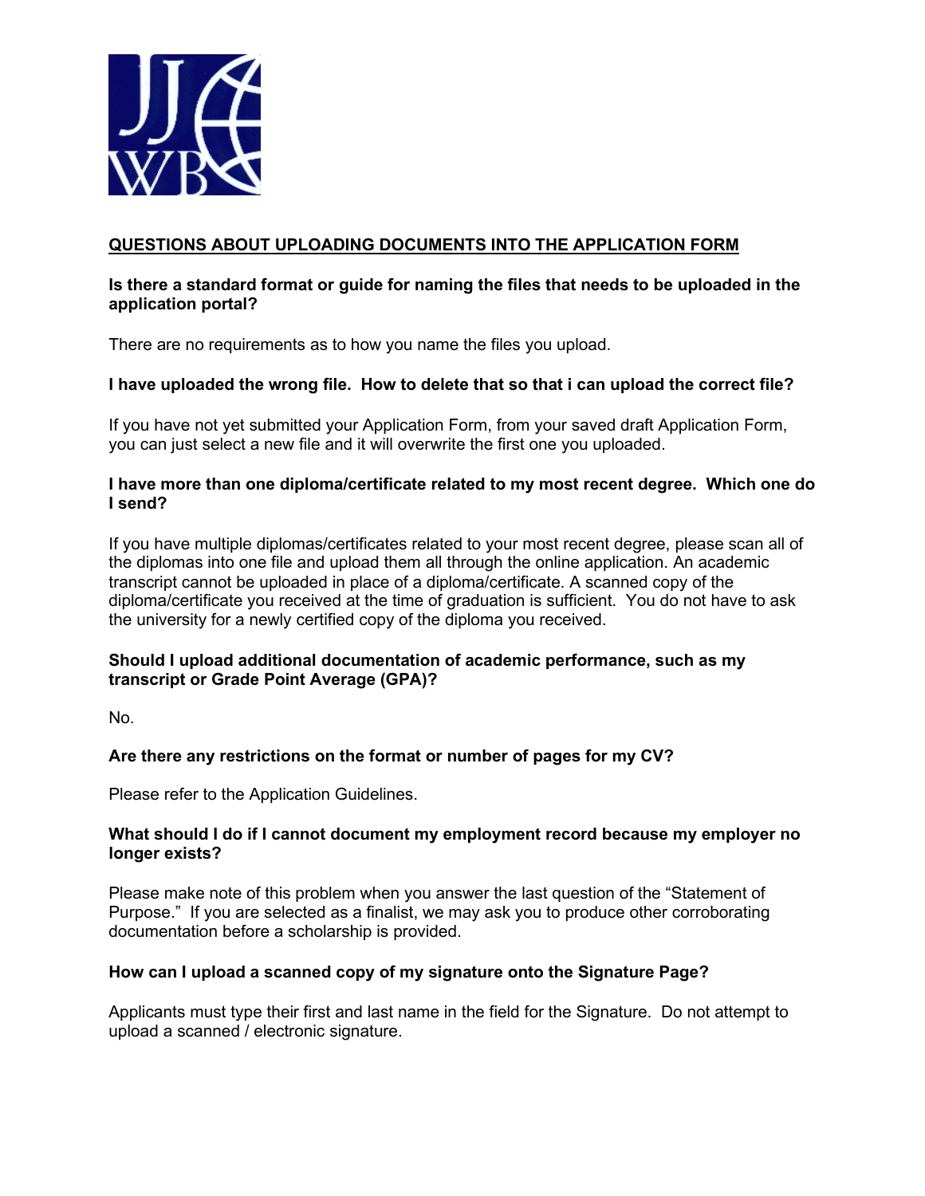## QUESTIONS ABOUT UPLOADING DOCUMENTS INTO THE APPLICATION FORM

**Is there a standard format or guide for naming the files that needs to be uploaded in the application portal?**

There are no requirements as to how you name the files you upload.

**I have uploaded the wrong file. How to delete that so that i can upload the correct file?**

If you have not yet submitted your Application Form, from your saved draft Application Form, you can just select a new file and it will overwrite the first one you uploaded.

**I have more than one diploma/certificate related to my most recent degree. Which one do I send?**

If you have multiple diplomas/certificates related to your most recent degree, please scan all of the diplomas into one file and upload them all through the online application. An academic transcript cannot be uploaded in place of a diploma/certificate. A scanned copy of the diploma/certificate you received at the time of graduation is sufficient. You do not have to ask the university for a newly certified copy of the diploma you received.

**Should I upload additional documentation of academic performance, such as my transcript or Grade Point Average (GPA)?**

No.

**Are there any restrictions on the format or number of pages for my CV?**

Please refer to the Application Guidelines.

**What should I do if I cannot document my employment record because my employer no longer exists?**

Please make note of this problem when you answer the last question of the "Statement of Purpose." If you are selected as a finalist, we may ask you to produce other corroborating documentation before a scholarship is provided.

**How can I upload a scanned copy of my signature onto the Signature Page?**

Applicants must type their first and last name in the field for the Signature. Do not attempt to upload a scanned / electronic signature.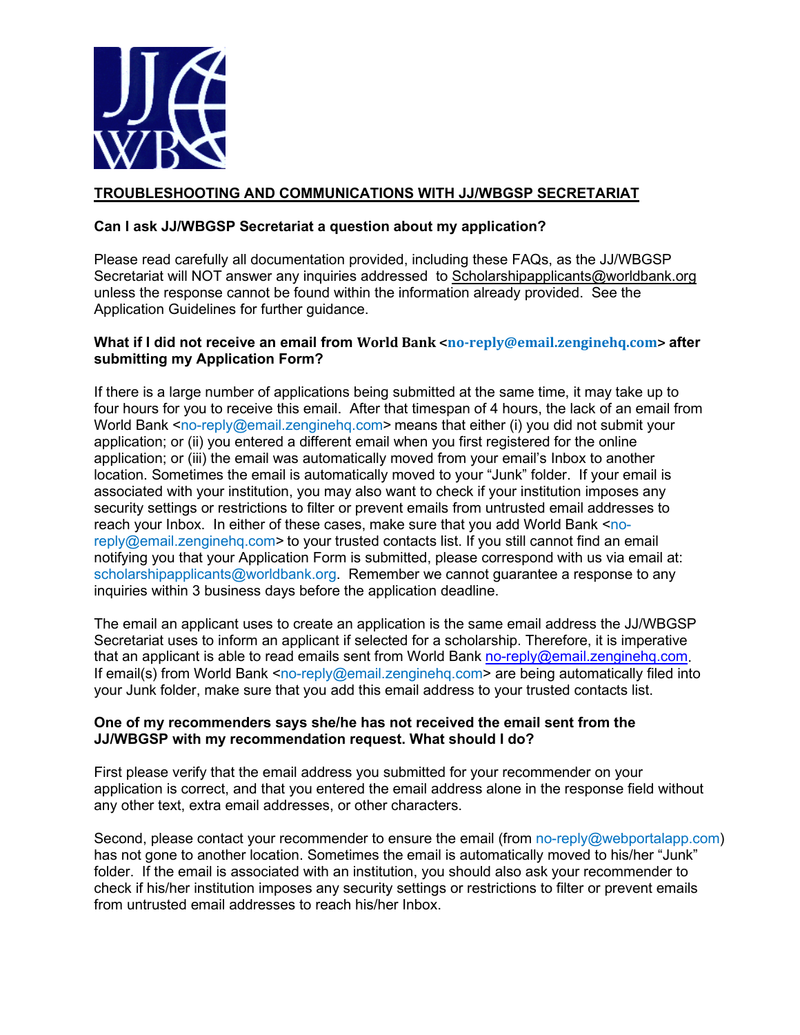## TROUBLESHOOTING AND COMMUNICATIONS WITH JJ/WBGSP SECRETARIAT

**Can I ask JJ/WBGSP Secretariat a question about my application?**

Please read carefully all documentation provided, including these FAQs, as the JJ/WBGSP Secretariat will NOT answer any inquiries addressed to Scholarshipapplicants@worldbank.org unless the response cannot be found within the information already provided. See the Application Guidelines for further guidance.

**What if I did not receive an email from World Bank <no-reply@email.zenginehq.com> after submitting my Application Form?**

If there is a large number of applications being submitted at the same time, it may take up to four hours for you to receive this email. After that timespan of 4 hours, the lack of an email from World Bank <no-reply@email.zenginehq.com> means that either (i) you did not submit your application; or (ii) you entered a different email when you first registered for the online application; or (iii) the email was automatically moved from your email's Inbox to another location. Sometimes the email is automatically moved to your "Junk" folder. If your email is associated with your institution, you may also want to check if your institution imposes any security settings or restrictions to filter or prevent emails from untrusted email addresses to reach your Inbox. In either of these cases, make sure that you add World Bank <no-reply@email.zenginehq.com> to your trusted contacts list. If you still cannot find an email notifying you that your Application Form is submitted, please correspond with us via email at: scholarshipapplicants@worldbank.org. Remember we cannot guarantee a response to any inquiries within 3 business days before the application deadline.

The email an applicant uses to create an application is the same email address the JJ/WBGSP Secretariat uses to inform an applicant if selected for a scholarship. Therefore, it is imperative that an applicant is able to read emails sent from World Bank no-reply@email.zenginehq.com. If email(s) from World Bank <no-reply@email.zenginehq.com> are being automatically filed into your Junk folder, make sure that you add this email address to your trusted contacts list.

**One of my recommenders says she/he has not received the email sent from the JJ/WBGSP with my recommendation request. What should I do?**

First please verify that the email address you submitted for your recommender on your application is correct, and that you entered the email address alone in the response field without any other text, extra email addresses, or other characters.

Second, please contact your recommender to ensure the email (from no-reply@webportalapp.com) has not gone to another location. Sometimes the email is automatically moved to his/her "Junk" folder. If the email is associated with an institution, you should also ask your recommender to check if his/her institution imposes any security settings or restrictions to filter or prevent emails from untrusted email addresses to reach his/her Inbox.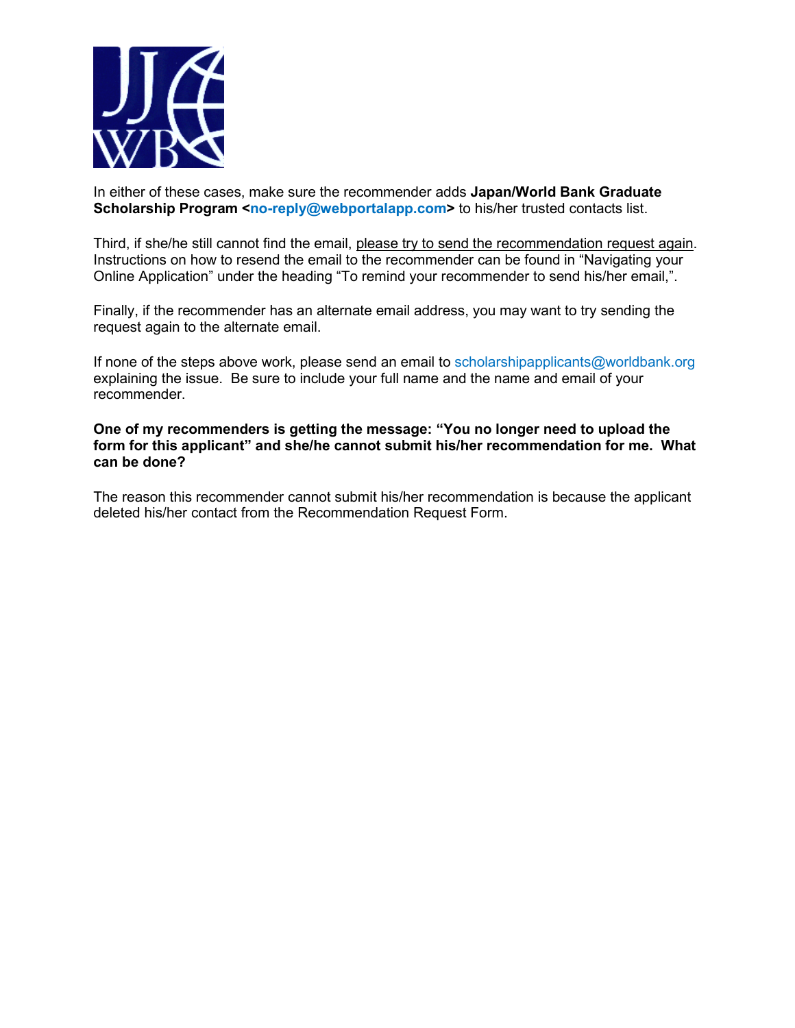In either of these cases, make sure the recommender adds **Japan/World Bank Graduate Scholarship Program <no-reply@webportalapp.com>** to his/her trusted contacts list.

Third, if she/he still cannot find the email, please try to send the recommendation request again. Instructions on how to resend the email to the recommender can be found in "Navigating your Online Application" under the heading "To remind your recommender to send his/her email,".

Finally, if the recommender has an alternate email address, you may want to try sending the request again to the alternate email.

If none of the steps above work, please send an email to scholarshipapplicants@worldbank.org explaining the issue. Be sure to include your full name and the name and email of your recommender.

**One of my recommenders is getting the message: "You no longer need to upload the form for this applicant" and she/he cannot submit his/her recommendation for me. What can be done?**

The reason this recommender cannot submit his/her recommendation is because the applicant deleted his/her contact from the Recommendation Request Form.